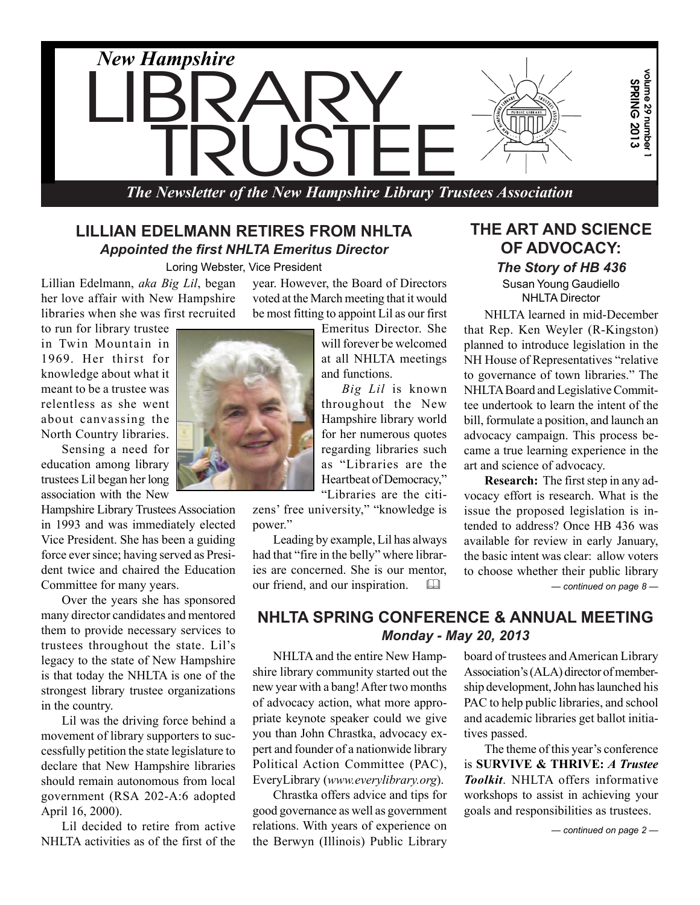# New Hampshire LIBRARY TRUSTEE

*The Newsletter of the New Hampshire Library Trustees Association*

volume 29 number 1
SPRING 2013

## LILLIAN EDELMANN RETIRES FROM NHLTA

### *Appointed the first NHLTA Emeritus Director*

Loring Webster, Vice President

Lillian Edelmann, *aka Big Lil*, began her love affair with New Hampshire libraries when she was first recruited to run for library trustee in Twin Mountain in 1969. Her thirst for knowledge about what it meant to be a trustee was relentless as she went about canvassing the North Country libraries.

Sensing a need for education among library trustees Lil began her long association with the New Hampshire Library Trustees Association in 1993 and was immediately elected Vice President. She has been a guiding force ever since; having served as President twice and chaired the Education Committee for many years.

Over the years she has sponsored many director candidates and mentored them to provide necessary services to trustees throughout the state. Lil's legacy to the state of New Hampshire is that today the NHLTA is one of the strongest library trustee organizations in the country.

Lil was the driving force behind a movement of library supporters to successfully petition the state legislature to declare that New Hampshire libraries should remain autonomous from local government (RSA 202-A:6 adopted April 16, 2000).

Lil decided to retire from active NHLTA activities as of the first of the year. However, the Board of Directors voted at the March meeting that it would be most fitting to appoint Lil as our first Emeritus Director. She will forever be welcomed at all NHLTA meetings and functions.

*Big Lil* is known throughout the New Hampshire library world for her numerous quotes regarding libraries such as "Libraries are the Heartbeat of Democracy," "Libraries are the citizens' free university," "knowledge is power."

Leading by example, Lil has always had that "fire in the belly" where libraries are concerned. She is our mentor, our friend, and our inspiration.

## THE ART AND SCIENCE OF ADVOCACY:

### *The Story of HB 436*

Susan Young Gaudiello
NHLTA Director

NHLTA learned in mid-December that Rep. Ken Weyler (R-Kingston) planned to introduce legislation in the NH House of Representatives "relative to governance of town libraries." The NHLTA Board and Legislative Committee undertook to learn the intent of the bill, formulate a position, and launch an advocacy campaign. This process became a true learning experience in the art and science of advocacy.

**Research:** The first step in any advocacy effort is research. What is the issue the proposed legislation is intended to address? Once HB 436 was available for review in early January, the basic intent was clear: allow voters to choose whether their public library

*— continued on page 8 —*

## NHLTA SPRING CONFERENCE & ANNUAL MEETING

### *Monday - May 20, 2013*

NHLTA and the entire New Hampshire library community started out the new year with a bang! After two months of advocacy action, what more appropriate keynote speaker could we give you than John Chrastka, advocacy expert and founder of a nationwide library Political Action Committee (PAC), EveryLibrary (*www.everylibrary.org*).

Chrastka offers advice and tips for good governance as well as government relations. With years of experience on the Berwyn (Illinois) Public Library board of trustees and American Library Association's (ALA) director of membership development, John has launched his PAC to help public libraries, and school and academic libraries get ballot initiatives passed.

The theme of this year's conference is **SURVIVE & THRIVE:** ***A Trustee Toolkit***. NHLTA offers informative workshops to assist in achieving your goals and responsibilities as trustees.

*— continued on page 2 —*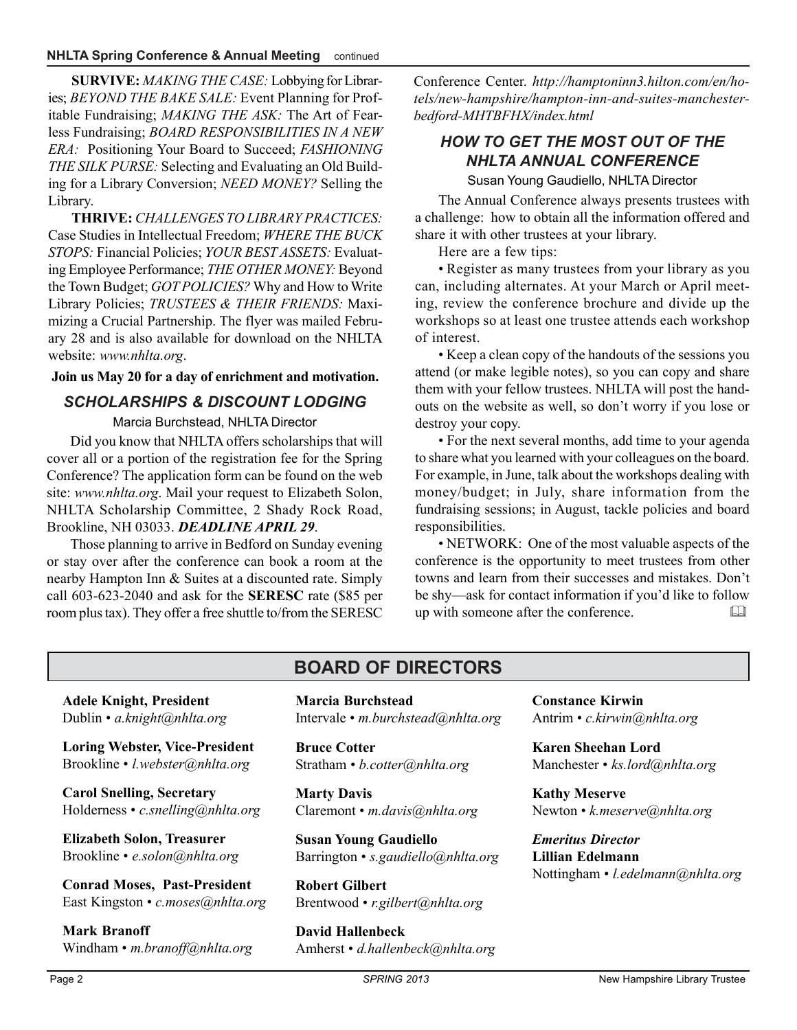**SURVIVE:** *MAKING THE CASE:* Lobbying for Libraries; *BEYOND THE BAKE SALE:* Event Planning for Profitable Fundraising; *MAKING THE ASK:* The Art of Fearless Fundraising; *BOARD RESPONSIBILITIES IN A NEW ERA:* Positioning Your Board to Succeed; *FASHIONING THE SILK PURSE:* Selecting and Evaluating an Old Building for a Library Conversion; *NEED MONEY?* Selling the Library.

**THRIVE:** *CHALLENGES TO LIBRARY PRACTICES:* Case Studies in Intellectual Freedom; *WHERE THE BUCK STOPS:* Financial Policies; *YOUR BEST ASSETS:* Evaluating Employee Performance; *THE OTHER MONEY:* Beyond the Town Budget; *GOT POLICIES?* Why and How to Write Library Policies; *TRUSTEES & THEIR FRIENDS:* Maximizing a Crucial Partnership. The flyer was mailed February 28 and is also available for download on the NHLTA website: *www.nhlta.org*.

**Join us May 20 for a day of enrichment and motivation.**

## *SCHOLARSHIPS & DISCOUNT LODGING*

Marcia Burchstead, NHLTA Director

Did you know that NHLTA offers scholarships that will cover all or a portion of the registration fee for the Spring Conference? The application form can be found on the web site: *www.nhlta.org*. Mail your request to Elizabeth Solon, NHLTA Scholarship Committee, 2 Shady Rock Road, Brookline, NH 03033. ***DEADLINE APRIL 29***.

Those planning to arrive in Bedford on Sunday evening or stay over after the conference can book a room at the nearby Hampton Inn & Suites at a discounted rate. Simply call 603-623-2040 and ask for the **SERESC** rate ($85 per room plus tax). They offer a free shuttle to/from the SERESC Conference Center. *http://hamptoninn3.hilton.com/en/hotels/new-hampshire/hampton-inn-and-suites-manchester-bedford-MHTBFHX/index.html*

## *HOW TO GET THE MOST OUT OF THE NHLTA ANNUAL CONFERENCE*

Susan Young Gaudiello, NHLTA Director

The Annual Conference always presents trustees with a challenge: how to obtain all the information offered and share it with other trustees at your library.

Here are a few tips:

- Register as many trustees from your library as you can, including alternates. At your March or April meeting, review the conference brochure and divide up the workshops so at least one trustee attends each workshop of interest.
- Keep a clean copy of the handouts of the sessions you attend (or make legible notes), so you can copy and share them with your fellow trustees. NHLTA will post the handouts on the website as well, so don't worry if you lose or destroy your copy.
- For the next several months, add time to your agenda to share what you learned with your colleagues on the board. For example, in June, talk about the workshops dealing with money/budget; in July, share information from the fundraising sessions; in August, tackle policies and board responsibilities.
- NETWORK: One of the most valuable aspects of the conference is the opportunity to meet trustees from other towns and learn from their successes and mistakes. Don't be shy—ask for contact information if you'd like to follow up with someone after the conference.

## BOARD OF DIRECTORS

**Adele Knight, President**
Dublin • *a.knight@nhlta.org*

**Loring Webster, Vice-President**
Brookline • *l.webster@nhlta.org*

**Carol Snelling, Secretary**
Holderness • *c.snelling@nhlta.org*

**Elizabeth Solon, Treasurer**
Brookline • *e.solon@nhlta.org*

**Conrad Moses, Past-President**
East Kingston • *c.moses@nhlta.org*

**Mark Branoff**
Windham • *m.branoff@nhlta.org*

**Marcia Burchstead**
Intervale • *m.burchstead@nhlta.org*

**Bruce Cotter**
Stratham • *b.cotter@nhlta.org*

**Marty Davis**
Claremont • *m.davis@nhlta.org*

**Susan Young Gaudiello**
Barrington • *s.gaudiello@nhlta.org*

**Robert Gilbert**
Brentwood • *r.gilbert@nhlta.org*

**David Hallenbeck**
Amherst • *d.hallenbeck@nhlta.org*

**Constance Kirwin**
Antrim • *c.kirwin@nhlta.org*

**Karen Sheehan Lord**
Manchester • *ks.lord@nhlta.org*

**Kathy Meserve**
Newton • *k.meserve@nhlta.org*

***Emeritus Director***
**Lillian Edelmann**
Nottingham • *l.edelmann@nhlta.org*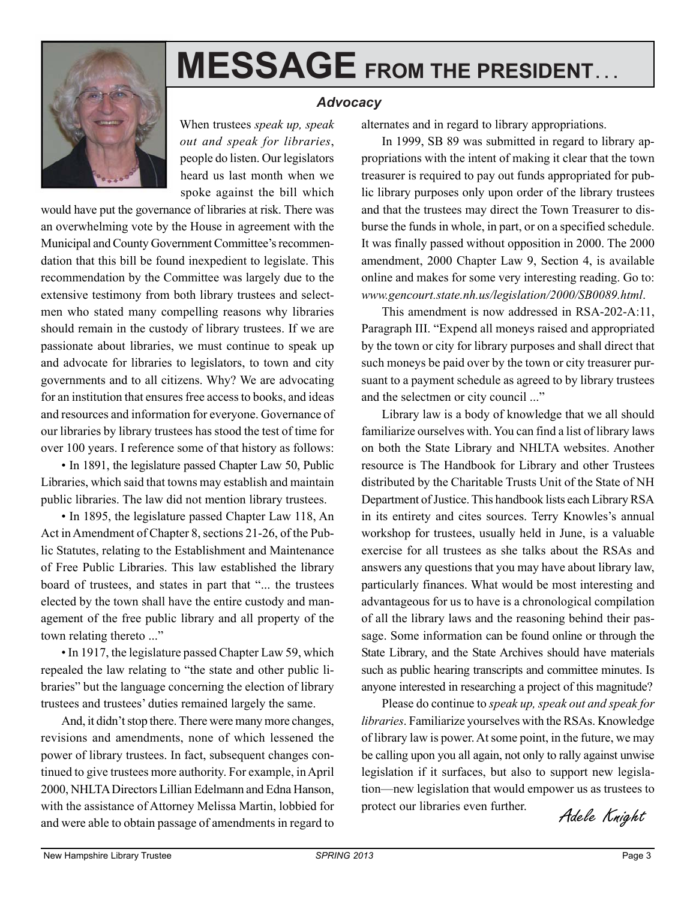# MESSAGE FROM THE PRESIDENT . . .

### *Advocacy*

When trustees *speak up, speak out and speak for libraries*, people do listen. Our legislators heard us last month when we spoke against the bill which would have put the governance of libraries at risk. There was an overwhelming vote by the House in agreement with the Municipal and County Government Committee's recommendation that this bill be found inexpedient to legislate. This recommendation by the Committee was largely due to the extensive testimony from both library trustees and selectmen who stated many compelling reasons why libraries should remain in the custody of library trustees. If we are passionate about libraries, we must continue to speak up and advocate for libraries to legislators, to town and city governments and to all citizens. Why? We are advocating for an institution that ensures free access to books, and ideas and resources and information for everyone. Governance of our libraries by library trustees has stood the test of time for over 100 years. I reference some of that history as follows:

• In 1891, the legislature passed Chapter Law 50, Public Libraries, which said that towns may establish and maintain public libraries. The law did not mention library trustees.

• In 1895, the legislature passed Chapter Law 118, An Act in Amendment of Chapter 8, sections 21-26, of the Public Statutes, relating to the Establishment and Maintenance of Free Public Libraries. This law established the library board of trustees, and states in part that "... the trustees elected by the town shall have the entire custody and management of the free public library and all property of the town relating thereto ..."

• In 1917, the legislature passed Chapter Law 59, which repealed the law relating to "the state and other public libraries" but the language concerning the election of library trustees and trustees' duties remained largely the same.

And, it didn't stop there. There were many more changes, revisions and amendments, none of which lessened the power of library trustees. In fact, subsequent changes continued to give trustees more authority. For example, in April 2000, NHLTA Directors Lillian Edelmann and Edna Hanson, with the assistance of Attorney Melissa Martin, lobbied for and were able to obtain passage of amendments in regard to alternates and in regard to library appropriations.

In 1999, SB 89 was submitted in regard to library appropriations with the intent of making it clear that the town treasurer is required to pay out funds appropriated for public library purposes only upon order of the library trustees and that the trustees may direct the Town Treasurer to disburse the funds in whole, in part, or on a specified schedule. It was finally passed without opposition in 2000. The 2000 amendment, 2000 Chapter Law 9, Section 4, is available online and makes for some very interesting reading. Go to: *www.gencourt.state.nh.us/legislation/2000/SB0089.html*.

This amendment is now addressed in RSA-202-A:11, Paragraph III. "Expend all moneys raised and appropriated by the town or city for library purposes and shall direct that such moneys be paid over by the town or city treasurer pursuant to a payment schedule as agreed to by library trustees and the selectmen or city council ..."

Library law is a body of knowledge that we all should familiarize ourselves with. You can find a list of library laws on both the State Library and NHLTA websites. Another resource is The Handbook for Library and other Trustees distributed by the Charitable Trusts Unit of the State of NH Department of Justice. This handbook lists each Library RSA in its entirety and cites sources. Terry Knowles's annual workshop for trustees, usually held in June, is a valuable exercise for all trustees as she talks about the RSAs and answers any questions that you may have about library law, particularly finances. What would be most interesting and advantageous for us to have is a chronological compilation of all the library laws and the reasoning behind their passage. Some information can be found online or through the State Library, and the State Archives should have materials such as public hearing transcripts and committee minutes. Is anyone interested in researching a project of this magnitude?

Please do continue to *speak up, speak out and speak for libraries*. Familiarize yourselves with the RSAs. Knowledge of library law is power. At some point, in the future, we may be calling upon you all again, not only to rally against unwise legislation if it surfaces, but also to support new legislation—new legislation that would empower us as trustees to protect our libraries even further.

*Adele Knight*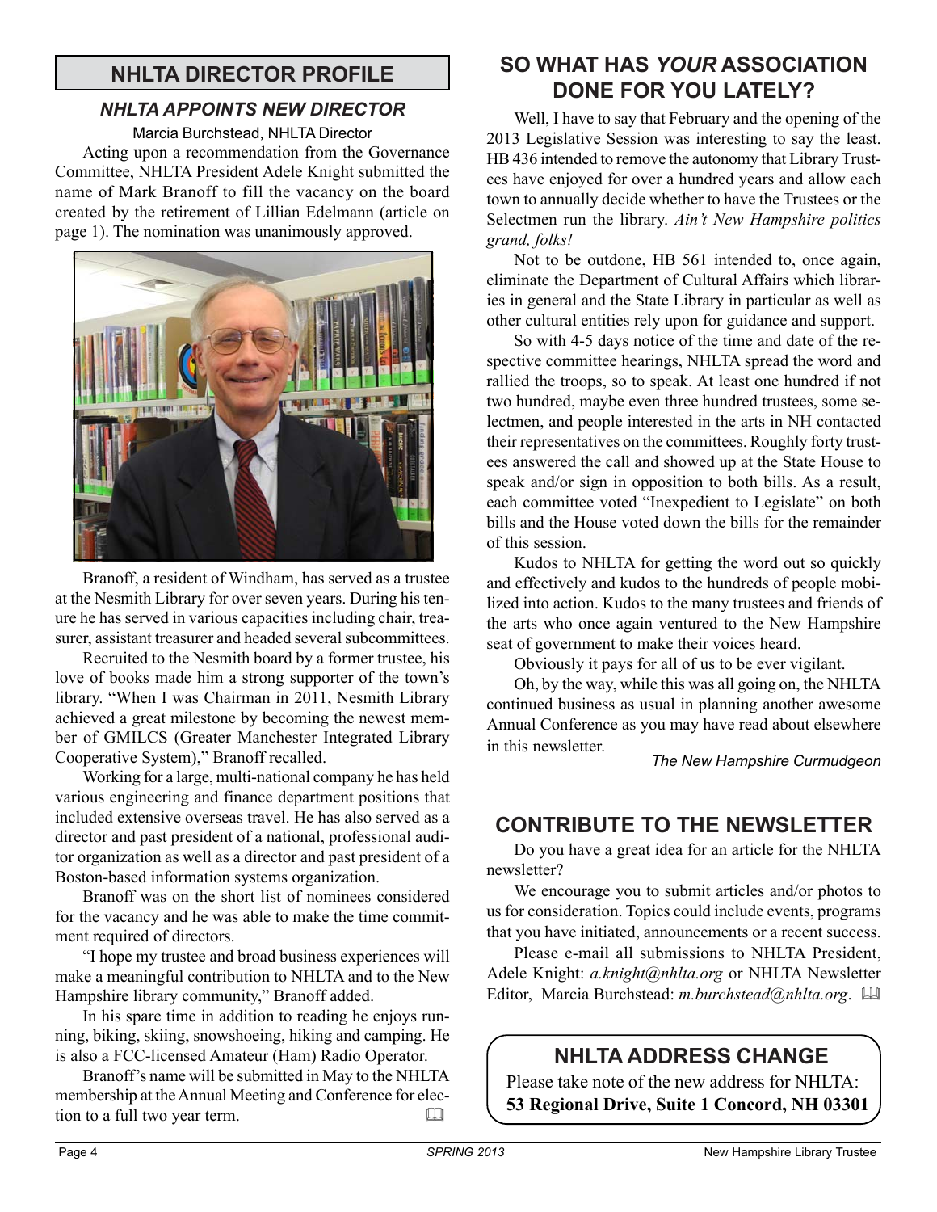## NHLTA DIRECTOR PROFILE

### *NHLTA APPOINTS NEW DIRECTOR*

Marcia Burchstead, NHLTA Director

Acting upon a recommendation from the Governance Committee, NHLTA President Adele Knight submitted the name of Mark Branoff to fill the vacancy on the board created by the retirement of Lillian Edelmann (article on page 1). The nomination was unanimously approved.

Branoff, a resident of Windham, has served as a trustee at the Nesmith Library for over seven years. During his tenure he has served in various capacities including chair, treasurer, assistant treasurer and headed several subcommittees.

Recruited to the Nesmith board by a former trustee, his love of books made him a strong supporter of the town's library. "When I was Chairman in 2011, Nesmith Library achieved a great milestone by becoming the newest member of GMILCS (Greater Manchester Integrated Library Cooperative System)," Branoff recalled.

Working for a large, multi-national company he has held various engineering and finance department positions that included extensive overseas travel. He has also served as a director and past president of a national, professional auditor organization as well as a director and past president of a Boston-based information systems organization.

Branoff was on the short list of nominees considered for the vacancy and he was able to make the time commitment required of directors.

"I hope my trustee and broad business experiences will make a meaningful contribution to NHLTA and to the New Hampshire library community," Branoff added.

In his spare time in addition to reading he enjoys running, biking, skiing, snowshoeing, hiking and camping. He is also a FCC-licensed Amateur (Ham) Radio Operator.

Branoff's name will be submitted in May to the NHLTA membership at the Annual Meeting and Conference for election to a full two year term.

## SO WHAT HAS *YOUR* ASSOCIATION DONE FOR YOU LATELY?

Well, I have to say that February and the opening of the 2013 Legislative Session was interesting to say the least. HB 436 intended to remove the autonomy that Library Trustees have enjoyed for over a hundred years and allow each town to annually decide whether to have the Trustees or the Selectmen run the library. *Ain't New Hampshire politics grand, folks!*

Not to be outdone, HB 561 intended to, once again, eliminate the Department of Cultural Affairs which libraries in general and the State Library in particular as well as other cultural entities rely upon for guidance and support.

So with 4-5 days notice of the time and date of the respective committee hearings, NHLTA spread the word and rallied the troops, so to speak. At least one hundred if not two hundred, maybe even three hundred trustees, some selectmen, and people interested in the arts in NH contacted their representatives on the committees. Roughly forty trustees answered the call and showed up at the State House to speak and/or sign in opposition to both bills. As a result, each committee voted "Inexpedient to Legislate" on both bills and the House voted down the bills for the remainder of this session.

Kudos to NHLTA for getting the word out so quickly and effectively and kudos to the hundreds of people mobilized into action. Kudos to the many trustees and friends of the arts who once again ventured to the New Hampshire seat of government to make their voices heard.

Obviously it pays for all of us to be ever vigilant.

Oh, by the way, while this was all going on, the NHLTA continued business as usual in planning another awesome Annual Conference as you may have read about elsewhere in this newsletter.

*The New Hampshire Curmudgeon*

## CONTRIBUTE TO THE NEWSLETTER

Do you have a great idea for an article for the NHLTA newsletter?

We encourage you to submit articles and/or photos to us for consideration. Topics could include events, programs that you have initiated, announcements or a recent success.

Please e-mail all submissions to NHLTA President, Adele Knight: *a.knight@nhlta.org* or NHLTA Newsletter Editor, Marcia Burchstead: *m.burchstead@nhlta.org*.

## NHLTA ADDRESS CHANGE

Please take note of the new address for NHLTA:
**53 Regional Drive, Suite 1 Concord, NH 03301**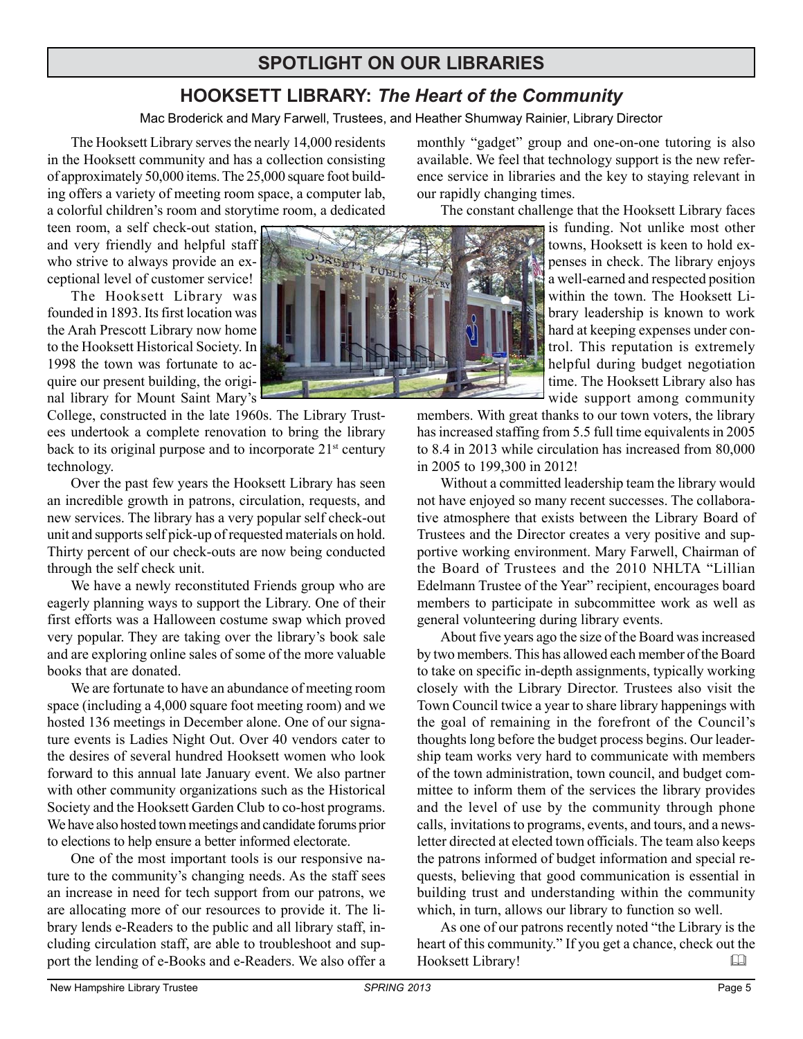# SPOTLIGHT ON OUR LIBRARIES

## HOOKSETT LIBRARY: *The Heart of the Community*

Mac Broderick and Mary Farwell, Trustees, and Heather Shumway Rainier, Library Director

The Hooksett Library serves the nearly 14,000 residents in the Hooksett community and has a collection consisting of approximately 50,000 items. The 25,000 square foot building offers a variety of meeting room space, a computer lab, a colorful children's room and storytime room, a dedicated teen room, a self check-out station, and very friendly and helpful staff who strive to always provide an exceptional level of customer service!

The Hooksett Library was founded in 1893. Its first location was the Arah Prescott Library now home to the Hooksett Historical Society. In 1998 the town was fortunate to acquire our present building, the original library for Mount Saint Mary's College, constructed in the late 1960s. The Library Trustees undertook a complete renovation to bring the library back to its original purpose and to incorporate 21st century technology.

Over the past few years the Hooksett Library has seen an incredible growth in patrons, circulation, requests, and new services. The library has a very popular self check-out unit and supports self pick-up of requested materials on hold. Thirty percent of our check-outs are now being conducted through the self check unit.

We have a newly reconstituted Friends group who are eagerly planning ways to support the Library. One of their first efforts was a Halloween costume swap which proved very popular. They are taking over the library's book sale and are exploring online sales of some of the more valuable books that are donated.

We are fortunate to have an abundance of meeting room space (including a 4,000 square foot meeting room) and we hosted 136 meetings in December alone. One of our signature events is Ladies Night Out. Over 40 vendors cater to the desires of several hundred Hooksett women who look forward to this annual late January event. We also partner with other community organizations such as the Historical Society and the Hooksett Garden Club to co-host programs. We have also hosted town meetings and candidate forums prior to elections to help ensure a better informed electorate.

One of the most important tools is our responsive nature to the community's changing needs. As the staff sees an increase in need for tech support from our patrons, we are allocating more of our resources to provide it. The library lends e-Readers to the public and all library staff, including circulation staff, are able to troubleshoot and support the lending of e-Books and e-Readers. We also offer a monthly "gadget" group and one-on-one tutoring is also available. We feel that technology support is the new reference service in libraries and the key to staying relevant in our rapidly changing times.

The constant challenge that the Hooksett Library faces is funding. Not unlike most other towns, Hooksett is keen to hold expenses in check. The library enjoys a well-earned and respected position within the town. The Hooksett Library leadership is known to work hard at keeping expenses under control. This reputation is extremely helpful during budget negotiation time. The Hooksett Library also has wide support among community members. With great thanks to our town voters, the library has increased staffing from 5.5 full time equivalents in 2005 to 8.4 in 2013 while circulation has increased from 80,000 in 2005 to 199,300 in 2012!

Without a committed leadership team the library would not have enjoyed so many recent successes. The collaborative atmosphere that exists between the Library Board of Trustees and the Director creates a very positive and supportive working environment. Mary Farwell, Chairman of the Board of Trustees and the 2010 NHLTA "Lillian Edelmann Trustee of the Year" recipient, encourages board members to participate in subcommittee work as well as general volunteering during library events.

About five years ago the size of the Board was increased by two members. This has allowed each member of the Board to take on specific in-depth assignments, typically working closely with the Library Director. Trustees also visit the Town Council twice a year to share library happenings with the goal of remaining in the forefront of the Council's thoughts long before the budget process begins. Our leadership team works very hard to communicate with members of the town administration, town council, and budget committee to inform them of the services the library provides and the level of use by the community through phone calls, invitations to programs, events, and tours, and a newsletter directed at elected town officials. The team also keeps the patrons informed of budget information and special requests, believing that good communication is essential in building trust and understanding within the community which, in turn, allows our library to function so well.

As one of our patrons recently noted "the Library is the heart of this community." If you get a chance, check out the Hooksett Library!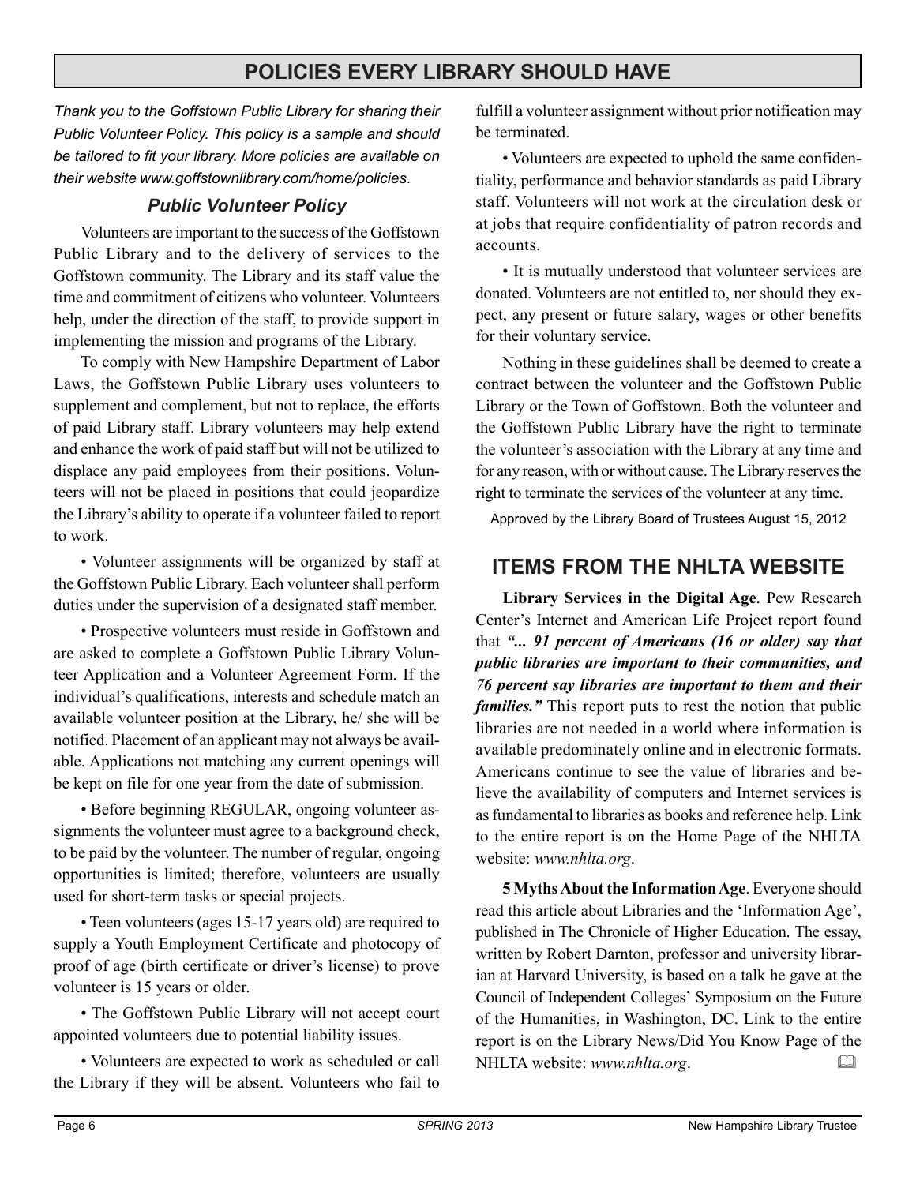## POLICIES EVERY LIBRARY SHOULD HAVE

*Thank you to the Goffstown Public Library for sharing their Public Volunteer Policy. This policy is a sample and should be tailored to fit your library. More policies are available on their website www.goffstownlibrary.com/home/policies.*

### *Public Volunteer Policy*

Volunteers are important to the success of the Goffstown Public Library and to the delivery of services to the Goffstown community. The Library and its staff value the time and commitment of citizens who volunteer. Volunteers help, under the direction of the staff, to provide support in implementing the mission and programs of the Library.

To comply with New Hampshire Department of Labor Laws, the Goffstown Public Library uses volunteers to supplement and complement, but not to replace, the efforts of paid Library staff. Library volunteers may help extend and enhance the work of paid staff but will not be utilized to displace any paid employees from their positions. Volunteers will not be placed in positions that could jeopardize the Library's ability to operate if a volunteer failed to report to work.

• Volunteer assignments will be organized by staff at the Goffstown Public Library. Each volunteer shall perform duties under the supervision of a designated staff member.

• Prospective volunteers must reside in Goffstown and are asked to complete a Goffstown Public Library Volunteer Application and a Volunteer Agreement Form. If the individual's qualifications, interests and schedule match an available volunteer position at the Library, he/ she will be notified. Placement of an applicant may not always be available. Applications not matching any current openings will be kept on file for one year from the date of submission.

• Before beginning REGULAR, ongoing volunteer assignments the volunteer must agree to a background check, to be paid by the volunteer. The number of regular, ongoing opportunities is limited; therefore, volunteers are usually used for short-term tasks or special projects.

• Teen volunteers (ages 15-17 years old) are required to supply a Youth Employment Certificate and photocopy of proof of age (birth certificate or driver's license) to prove volunteer is 15 years or older.

• The Goffstown Public Library will not accept court appointed volunteers due to potential liability issues.

• Volunteers are expected to work as scheduled or call the Library if they will be absent. Volunteers who fail to fulfill a volunteer assignment without prior notification may be terminated.

• Volunteers are expected to uphold the same confidentiality, performance and behavior standards as paid Library staff. Volunteers will not work at the circulation desk or at jobs that require confidentiality of patron records and accounts.

• It is mutually understood that volunteer services are donated. Volunteers are not entitled to, nor should they expect, any present or future salary, wages or other benefits for their voluntary service.

Nothing in these guidelines shall be deemed to create a contract between the volunteer and the Goffstown Public Library or the Town of Goffstown. Both the volunteer and the Goffstown Public Library have the right to terminate the volunteer's association with the Library at any time and for any reason, with or without cause. The Library reserves the right to terminate the services of the volunteer at any time.

Approved by the Library Board of Trustees August 15, 2012

## ITEMS FROM THE NHLTA WEBSITE

**Library Services in the Digital Age**. Pew Research Center's Internet and American Life Project report found that ***"... 91 percent of Americans (16 or older) say that public libraries are important to their communities, and 76 percent say libraries are important to them and their families."*** This report puts to rest the notion that public libraries are not needed in a world where information is available predominately online and in electronic formats. Americans continue to see the value of libraries and believe the availability of computers and Internet services is as fundamental to libraries as books and reference help. Link to the entire report is on the Home Page of the NHLTA website: *www.nhlta.org*.

**5 Myths About the Information Age**. Everyone should read this article about Libraries and the 'Information Age', published in The Chronicle of Higher Education. The essay, written by Robert Darnton, professor and university librarian at Harvard University, is based on a talk he gave at the Council of Independent Colleges' Symposium on the Future of the Humanities, in Washington, DC. Link to the entire report is on the Library News/Did You Know Page of the NHLTA website: *www.nhlta.org*.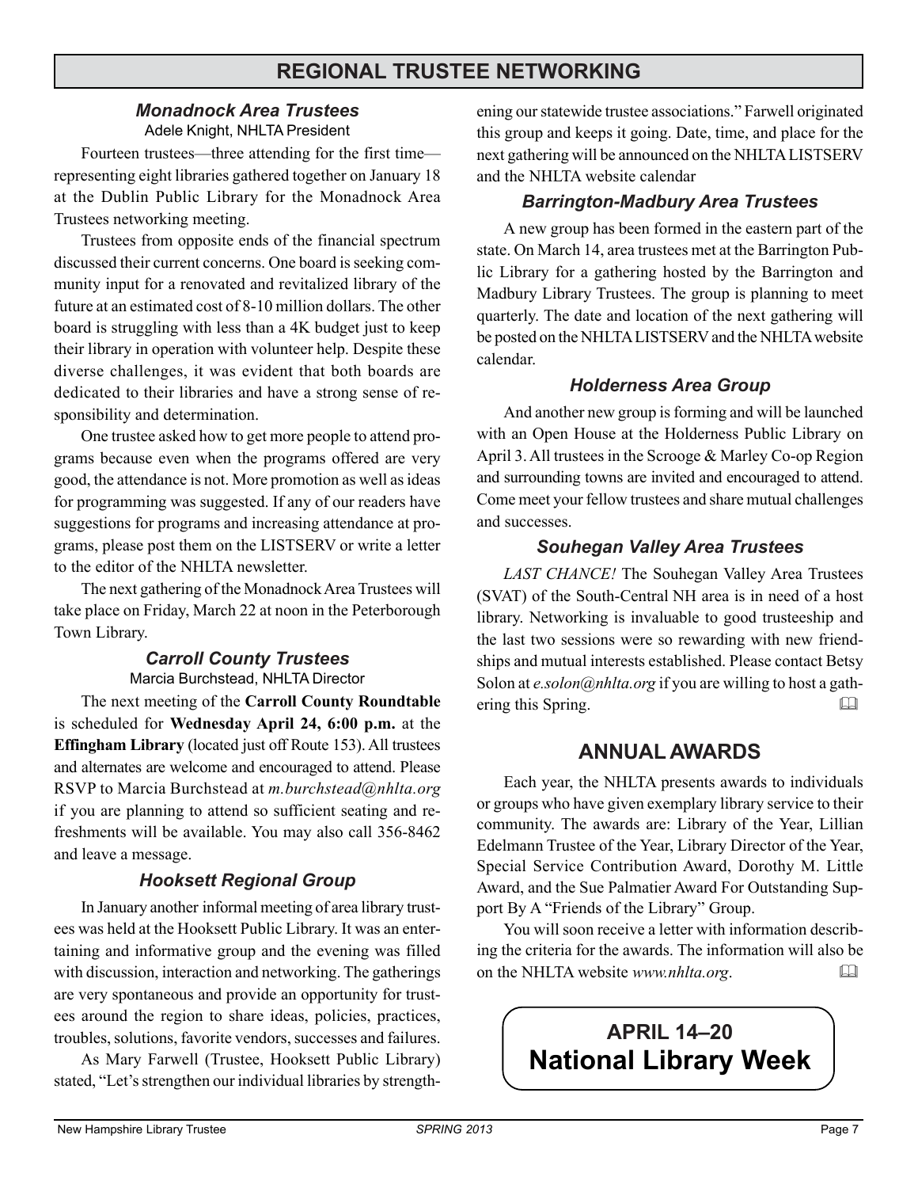# REGIONAL TRUSTEE NETWORKING

### *Monadnock Area Trustees*

Adele Knight, NHLTA President

Fourteen trustees—three attending for the first time—representing eight libraries gathered together on January 18 at the Dublin Public Library for the Monadnock Area Trustees networking meeting.

Trustees from opposite ends of the financial spectrum discussed their current concerns. One board is seeking community input for a renovated and revitalized library of the future at an estimated cost of 8-10 million dollars. The other board is struggling with less than a 4K budget just to keep their library in operation with volunteer help. Despite these diverse challenges, it was evident that both boards are dedicated to their libraries and have a strong sense of responsibility and determination.

One trustee asked how to get more people to attend programs because even when the programs offered are very good, the attendance is not. More promotion as well as ideas for programming was suggested. If any of our readers have suggestions for programs and increasing attendance at programs, please post them on the LISTSERV or write a letter to the editor of the NHLTA newsletter.

The next gathering of the Monadnock Area Trustees will take place on Friday, March 22 at noon in the Peterborough Town Library.

### *Carroll County Trustees*

Marcia Burchstead, NHLTA Director

The next meeting of the **Carroll County Roundtable** is scheduled for **Wednesday April 24, 6:00 p.m.** at the **Effingham Library** (located just off Route 153). All trustees and alternates are welcome and encouraged to attend. Please RSVP to Marcia Burchstead at *m.burchstead@nhlta.org* if you are planning to attend so sufficient seating and refreshments will be available. You may also call 356-8462 and leave a message.

### *Hooksett Regional Group*

In January another informal meeting of area library trustees was held at the Hooksett Public Library. It was an entertaining and informative group and the evening was filled with discussion, interaction and networking. The gatherings are very spontaneous and provide an opportunity for trustees around the region to share ideas, policies, practices, troubles, solutions, favorite vendors, successes and failures.

As Mary Farwell (Trustee, Hooksett Public Library) stated, "Let's strengthen our individual libraries by strengthening our statewide trustee associations." Farwell originated this group and keeps it going. Date, time, and place for the next gathering will be announced on the NHLTA LISTSERV and the NHLTA website calendar

### *Barrington-Madbury Area Trustees*

A new group has been formed in the eastern part of the state. On March 14, area trustees met at the Barrington Public Library for a gathering hosted by the Barrington and Madbury Library Trustees. The group is planning to meet quarterly. The date and location of the next gathering will be posted on the NHLTA LISTSERV and the NHLTA website calendar.

### *Holderness Area Group*

And another new group is forming and will be launched with an Open House at the Holderness Public Library on April 3. All trustees in the Scrooge & Marley Co-op Region and surrounding towns are invited and encouraged to attend. Come meet your fellow trustees and share mutual challenges and successes.

### *Souhegan Valley Area Trustees*

*LAST CHANCE!* The Souhegan Valley Area Trustees (SVAT) of the South-Central NH area is in need of a host library. Networking is invaluable to good trusteeship and the last two sessions were so rewarding with new friendships and mutual interests established. Please contact Betsy Solon at *e.solon@nhlta.org* if you are willing to host a gathering this Spring.

## ANNUAL AWARDS

Each year, the NHLTA presents awards to individuals or groups who have given exemplary library service to their community. The awards are: Library of the Year, Lillian Edelmann Trustee of the Year, Library Director of the Year, Special Service Contribution Award, Dorothy M. Little Award, and the Sue Palmatier Award For Outstanding Support By A "Friends of the Library" Group.

You will soon receive a letter with information describing the criteria for the awards. The information will also be on the NHLTA website *www.nhlta.org*.

**APRIL 14–20**
**National Library Week**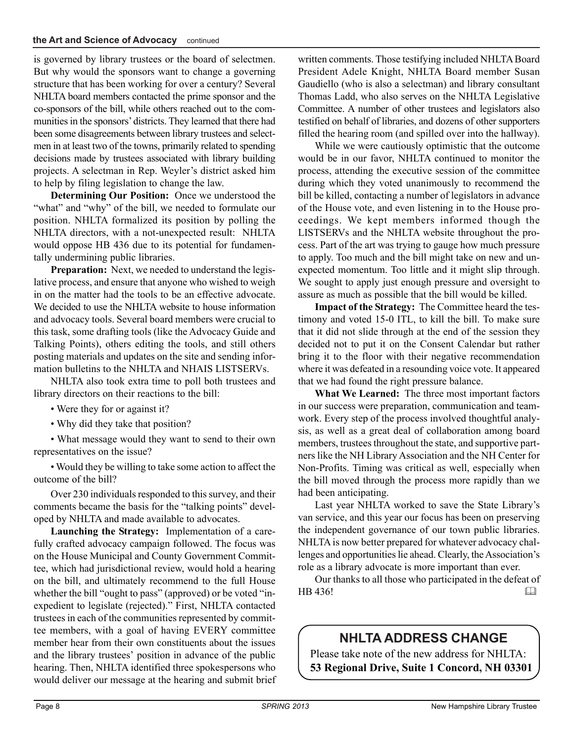is governed by library trustees or the board of selectmen. But why would the sponsors want to change a governing structure that has been working for over a century? Several NHLTA board members contacted the prime sponsor and the co-sponsors of the bill, while others reached out to the communities in the sponsors' districts. They learned that there had been some disagreements between library trustees and selectmen in at least two of the towns, primarily related to spending decisions made by trustees associated with library building projects. A selectman in Rep. Weyler's district asked him to help by filing legislation to change the law.

**Determining Our Position:** Once we understood the "what" and "why" of the bill, we needed to formulate our position. NHLTA formalized its position by polling the NHLTA directors, with a not-unexpected result: NHLTA would oppose HB 436 due to its potential for fundamentally undermining public libraries.

**Preparation:** Next, we needed to understand the legislative process, and ensure that anyone who wished to weigh in on the matter had the tools to be an effective advocate. We decided to use the NHLTA website to house information and advocacy tools. Several board members were crucial to this task, some drafting tools (like the Advocacy Guide and Talking Points), others editing the tools, and still others posting materials and updates on the site and sending information bulletins to the NHLTA and NHAIS LISTSERVs.

NHLTA also took extra time to poll both trustees and library directors on their reactions to the bill:

- Were they for or against it?
- Why did they take that position?
- What message would they want to send to their own representatives on the issue?
- Would they be willing to take some action to affect the outcome of the bill?

Over 230 individuals responded to this survey, and their comments became the basis for the "talking points" developed by NHLTA and made available to advocates.

**Launching the Strategy:** Implementation of a carefully crafted advocacy campaign followed. The focus was on the House Municipal and County Government Committee, which had jurisdictional review, would hold a hearing on the bill, and ultimately recommend to the full House whether the bill "ought to pass" (approved) or be voted "inexpedient to legislate (rejected)." First, NHLTA contacted trustees in each of the communities represented by committee members, with a goal of having EVERY committee member hear from their own constituents about the issues and the library trustees' position in advance of the public hearing. Then, NHLTA identified three spokespersons who would deliver our message at the hearing and submit brief written comments. Those testifying included NHLTA Board President Adele Knight, NHLTA Board member Susan Gaudiello (who is also a selectman) and library consultant Thomas Ladd, who also serves on the NHLTA Legislative Committee. A number of other trustees and legislators also testified on behalf of libraries, and dozens of other supporters filled the hearing room (and spilled over into the hallway).

While we were cautiously optimistic that the outcome would be in our favor, NHLTA continued to monitor the process, attending the executive session of the committee during which they voted unanimously to recommend the bill be killed, contacting a number of legislators in advance of the House vote, and even listening in to the House proceedings. We kept members informed though the LISTSERVs and the NHLTA website throughout the process. Part of the art was trying to gauge how much pressure to apply. Too much and the bill might take on new and unexpected momentum. Too little and it might slip through. We sought to apply just enough pressure and oversight to assure as much as possible that the bill would be killed.

**Impact of the Strategy:** The Committee heard the testimony and voted 15-0 ITL, to kill the bill. To make sure that it did not slide through at the end of the session they decided not to put it on the Consent Calendar but rather bring it to the floor with their negative recommendation where it was defeated in a resounding voice vote. It appeared that we had found the right pressure balance.

**What We Learned:** The three most important factors in our success were preparation, communication and teamwork. Every step of the process involved thoughtful analysis, as well as a great deal of collaboration among board members, trustees throughout the state, and supportive partners like the NH Library Association and the NH Center for Non-Profits. Timing was critical as well, especially when the bill moved through the process more rapidly than we had been anticipating.

Last year NHLTA worked to save the State Library's van service, and this year our focus has been on preserving the independent governance of our town public libraries. NHLTA is now better prepared for whatever advocacy challenges and opportunities lie ahead. Clearly, the Association's role as a library advocate is more important than ever.

Our thanks to all those who participated in the defeat of HB 436!

## NHLTA ADDRESS CHANGE

Please take note of the new address for NHLTA:
**53 Regional Drive, Suite 1 Concord, NH 03301**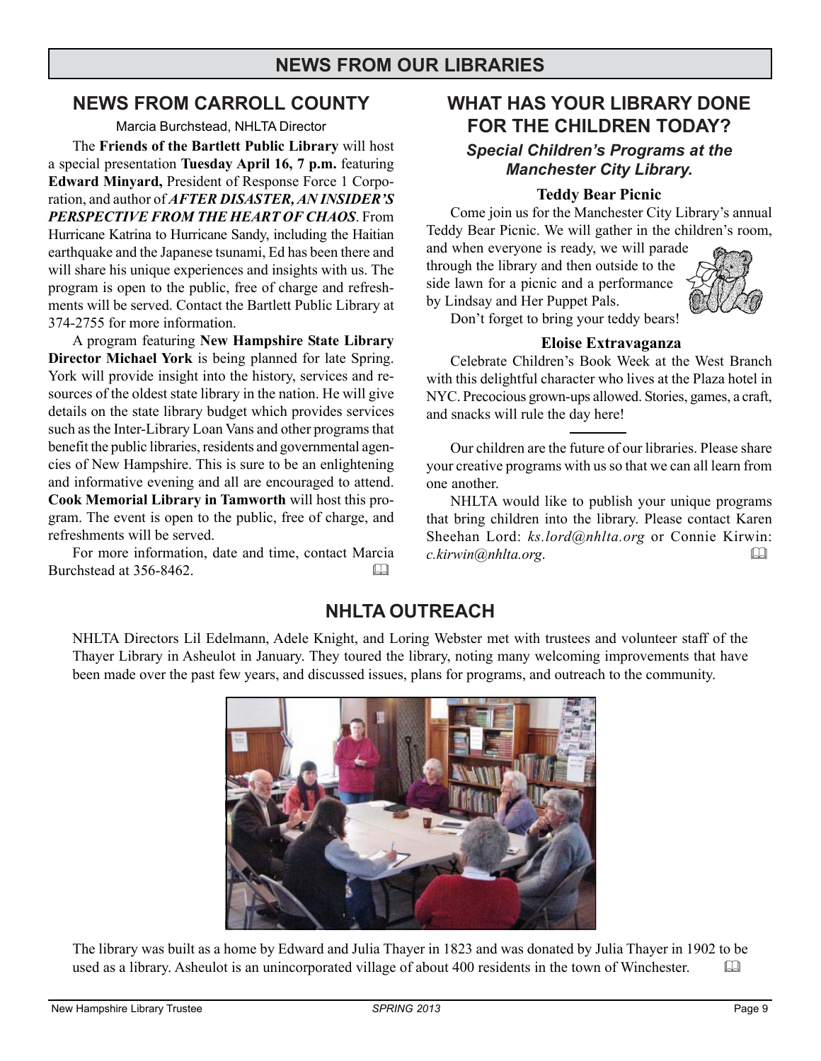# NEWS FROM OUR LIBRARIES

## NEWS FROM CARROLL COUNTY

Marcia Burchstead, NHLTA Director

The **Friends of the Bartlett Public Library** will host a special presentation **Tuesday April 16, 7 p.m.** featuring **Edward Minyard,** President of Response Force 1 Corporation, and author of ***AFTER DISASTER, AN INSIDER'S PERSPECTIVE FROM THE HEART OF CHAOS***. From Hurricane Katrina to Hurricane Sandy, including the Haitian earthquake and the Japanese tsunami, Ed has been there and will share his unique experiences and insights with us. The program is open to the public, free of charge and refreshments will be served. Contact the Bartlett Public Library at 374-2755 for more information.

A program featuring **New Hampshire State Library Director Michael York** is being planned for late Spring. York will provide insight into the history, services and resources of the oldest state library in the nation. He will give details on the state library budget which provides services such as the Inter-Library Loan Vans and other programs that benefit the public libraries, residents and governmental agencies of New Hampshire. This is sure to be an enlightening and informative evening and all are encouraged to attend. **Cook Memorial Library in Tamworth** will host this program. The event is open to the public, free of charge, and refreshments will be served.

For more information, date and time, contact Marcia Burchstead at 356-8462.

## WHAT HAS YOUR LIBRARY DONE FOR THE CHILDREN TODAY?

***Special Children's Programs at the Manchester City Library.***

### Teddy Bear Picnic

Come join us for the Manchester City Library's annual Teddy Bear Picnic. We will gather in the children's room, and when everyone is ready, we will parade through the library and then outside to the side lawn for a picnic and a performance by Lindsay and Her Puppet Pals.

Don't forget to bring your teddy bears!

### Eloise Extravaganza

Celebrate Children's Book Week at the West Branch with this delightful character who lives at the Plaza hotel in NYC. Precocious grown-ups allowed. Stories, games, a craft, and snacks will rule the day here!

---

Our children are the future of our libraries. Please share your creative programs with us so that we can all learn from one another.

NHLTA would like to publish your unique programs that bring children into the library. Please contact Karen Sheehan Lord: *ks.lord@nhlta.org* or Connie Kirwin: *c.kirwin@nhlta.org*.

## NHLTA OUTREACH

NHLTA Directors Lil Edelmann, Adele Knight, and Loring Webster met with trustees and volunteer staff of the Thayer Library in Asheulot in January. They toured the library, noting many welcoming improvements that have been made over the past few years, and discussed issues, plans for programs, and outreach to the community.

The library was built as a home by Edward and Julia Thayer in 1823 and was donated by Julia Thayer in 1902 to be used as a library. Asheulot is an unincorporated village of about 400 residents in the town of Winchester.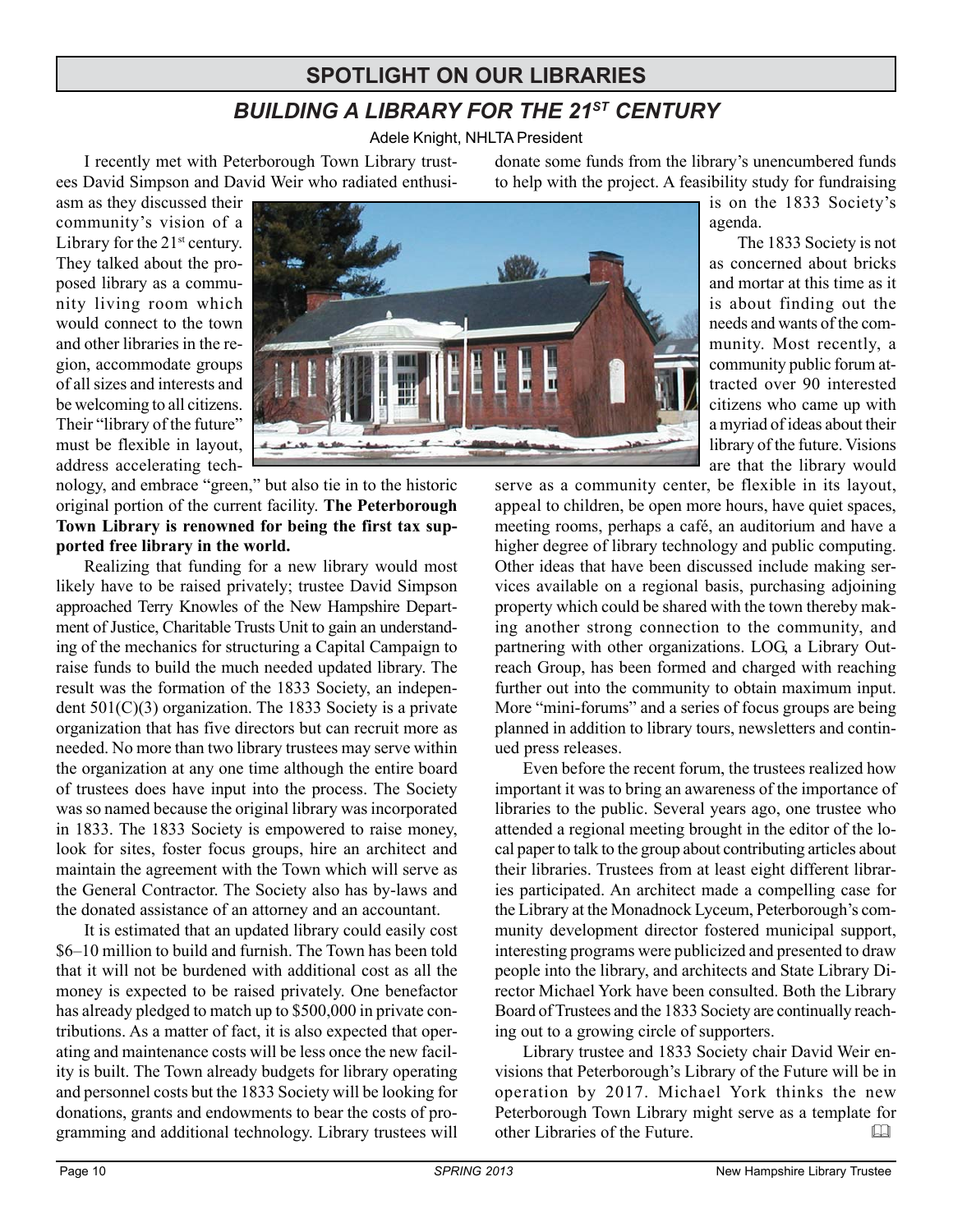## SPOTLIGHT ON OUR LIBRARIES

### *BUILDING A LIBRARY FOR THE 21ST CENTURY*

Adele Knight, NHLTA President

I recently met with Peterborough Town Library trustees David Simpson and David Weir who radiated enthusiasm as they discussed their community's vision of a Library for the 21st century. They talked about the proposed library as a community living room which would connect to the town and other libraries in the region, accommodate groups of all sizes and interests and be welcoming to all citizens. Their "library of the future" must be flexible in layout, address accelerating technology, and embrace "green," but also tie in to the historic original portion of the current facility. **The Peterborough Town Library is renowned for being the first tax supported free library in the world.**

Realizing that funding for a new library would most likely have to be raised privately; trustee David Simpson approached Terry Knowles of the New Hampshire Department of Justice, Charitable Trusts Unit to gain an understanding of the mechanics for structuring a Capital Campaign to raise funds to build the much needed updated library. The result was the formation of the 1833 Society, an independent 501(C)(3) organization. The 1833 Society is a private organization that has five directors but can recruit more as needed. No more than two library trustees may serve within the organization at any one time although the entire board of trustees does have input into the process. The Society was so named because the original library was incorporated in 1833. The 1833 Society is empowered to raise money, look for sites, foster focus groups, hire an architect and maintain the agreement with the Town which will serve as the General Contractor. The Society also has by-laws and the donated assistance of an attorney and an accountant.

It is estimated that an updated library could easily cost \$6–10 million to build and furnish. The Town has been told that it will not be burdened with additional cost as all the money is expected to be raised privately. One benefactor has already pledged to match up to \$500,000 in private contributions. As a matter of fact, it is also expected that operating and maintenance costs will be less once the new facility is built. The Town already budgets for library operating and personnel costs but the 1833 Society will be looking for donations, grants and endowments to bear the costs of programming and additional technology. Library trustees will donate some funds from the library's unencumbered funds to help with the project. A feasibility study for fundraising is on the 1833 Society's agenda.

The 1833 Society is not as concerned about bricks and mortar at this time as it is about finding out the needs and wants of the community. Most recently, a community public forum attracted over 90 interested citizens who came up with a myriad of ideas about their library of the future. Visions are that the library would serve as a community center, be flexible in its layout, appeal to children, be open more hours, have quiet spaces, meeting rooms, perhaps a café, an auditorium and have a higher degree of library technology and public computing. Other ideas that have been discussed include making services available on a regional basis, purchasing adjoining property which could be shared with the town thereby making another strong connection to the community, and partnering with other organizations. LOG, a Library Outreach Group, has been formed and charged with reaching further out into the community to obtain maximum input. More "mini-forums" and a series of focus groups are being planned in addition to library tours, newsletters and continued press releases.

Even before the recent forum, the trustees realized how important it was to bring an awareness of the importance of libraries to the public. Several years ago, one trustee who attended a regional meeting brought in the editor of the local paper to talk to the group about contributing articles about their libraries. Trustees from at least eight different libraries participated. An architect made a compelling case for the Library at the Monadnock Lyceum, Peterborough's community development director fostered municipal support, interesting programs were publicized and presented to draw people into the library, and architects and State Library Director Michael York have been consulted. Both the Library Board of Trustees and the 1833 Society are continually reaching out to a growing circle of supporters.

Library trustee and 1833 Society chair David Weir envisions that Peterborough's Library of the Future will be in operation by 2017. Michael York thinks the new Peterborough Town Library might serve as a template for other Libraries of the Future.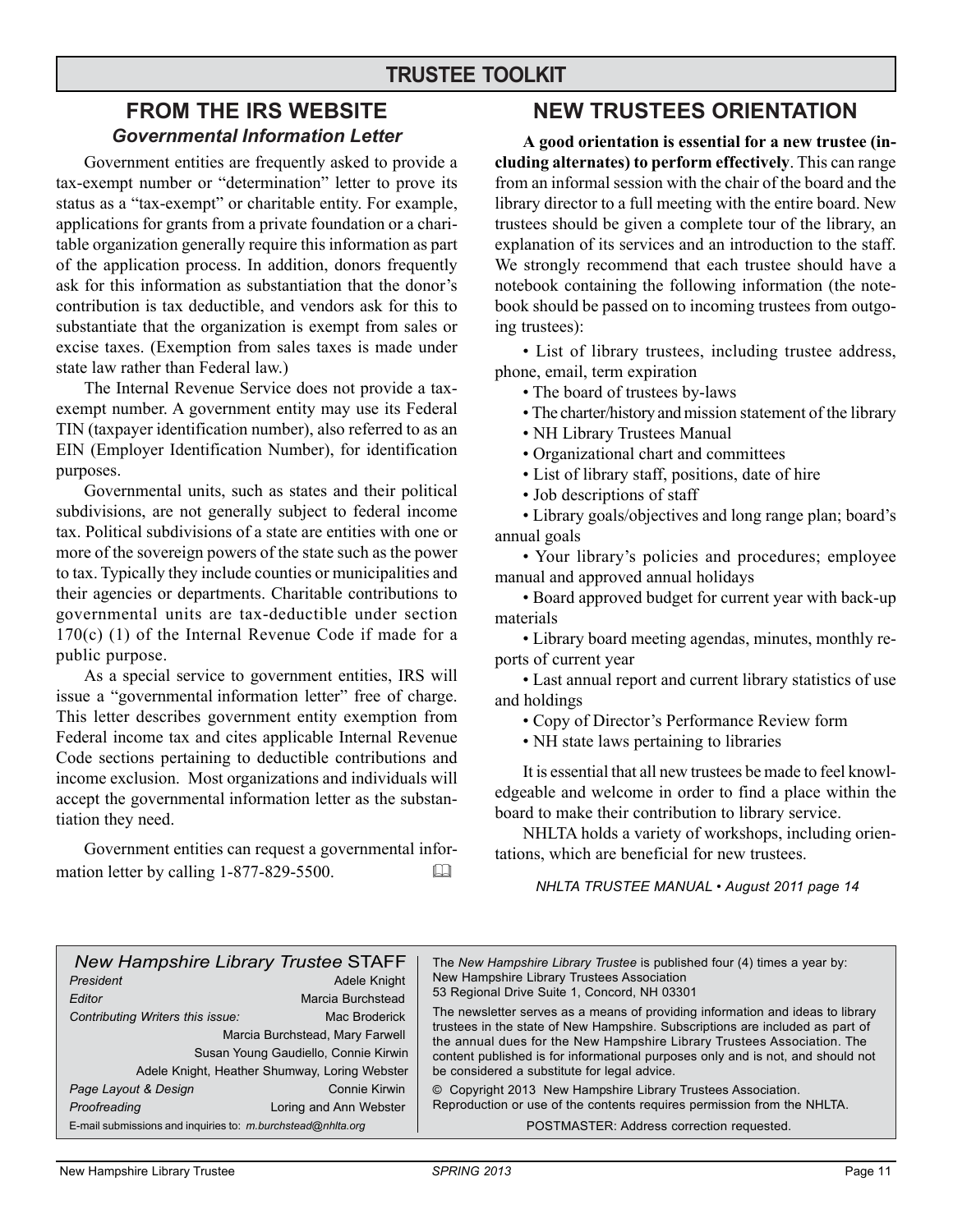## TRUSTEE TOOLKIT

## FROM THE IRS WEBSITE

### *Governmental Information Letter*

Government entities are frequently asked to provide a tax-exempt number or "determination" letter to prove its status as a "tax-exempt" or charitable entity. For example, applications for grants from a private foundation or a charitable organization generally require this information as part of the application process. In addition, donors frequently ask for this information as substantiation that the donor's contribution is tax deductible, and vendors ask for this to substantiate that the organization is exempt from sales or excise taxes. (Exemption from sales taxes is made under state law rather than Federal law.)

The Internal Revenue Service does not provide a tax-exempt number. A government entity may use its Federal TIN (taxpayer identification number), also referred to as an EIN (Employer Identification Number), for identification purposes.

Governmental units, such as states and their political subdivisions, are not generally subject to federal income tax. Political subdivisions of a state are entities with one or more of the sovereign powers of the state such as the power to tax. Typically they include counties or municipalities and their agencies or departments. Charitable contributions to governmental units are tax-deductible under section 170(c) (1) of the Internal Revenue Code if made for a public purpose.

As a special service to government entities, IRS will issue a "governmental information letter" free of charge. This letter describes government entity exemption from Federal income tax and cites applicable Internal Revenue Code sections pertaining to deductible contributions and income exclusion. Most organizations and individuals will accept the governmental information letter as the substantiation they need.

Government entities can request a governmental information letter by calling 1-877-829-5500.

## NEW TRUSTEES ORIENTATION

**A good orientation is essential for a new trustee (including alternates) to perform effectively**. This can range from an informal session with the chair of the board and the library director to a full meeting with the entire board. New trustees should be given a complete tour of the library, an explanation of its services and an introduction to the staff. We strongly recommend that each trustee should have a notebook containing the following information (the notebook should be passed on to incoming trustees from outgoing trustees):

- List of library trustees, including trustee address, phone, email, term expiration
- The board of trustees by-laws
- The charter/history and mission statement of the library
- NH Library Trustees Manual
- Organizational chart and committees
- List of library staff, positions, date of hire
- Job descriptions of staff
- Library goals/objectives and long range plan; board's annual goals
- Your library's policies and procedures; employee manual and approved annual holidays
- Board approved budget for current year with back-up materials
- Library board meeting agendas, minutes, monthly reports of current year
- Last annual report and current library statistics of use and holdings
- Copy of Director's Performance Review form
- NH state laws pertaining to libraries

It is essential that all new trustees be made to feel knowledgeable and welcome in order to find a place within the board to make their contribution to library service.

NHLTA holds a variety of workshops, including orientations, which are beneficial for new trustees.

*NHLTA TRUSTEE MANUAL • August 2011 page 14*

---

### *New Hampshire Library Trustee* STAFF

| | |
|---|---|
| *President* | Adele Knight |
| *Editor* | Marcia Burchstead |
| *Contributing Writers this issue:* | Mac Broderick, Marcia Burchstead, Mary Farwell, Susan Young Gaudiello, Connie Kirwin, Adele Knight, Heather Shumway, Loring Webster |
| *Page Layout & Design* | Connie Kirwin |
| *Proofreading* | Loring and Ann Webster |

E-mail submissions and inquiries to: *m.burchstead@nhlta.org*

The *New Hampshire Library Trustee* is published four (4) times a year by:
New Hampshire Library Trustees Association
53 Regional Drive Suite 1, Concord, NH 03301

The newsletter serves as a means of providing information and ideas to library trustees in the state of New Hampshire. Subscriptions are included as part of the annual dues for the New Hampshire Library Trustees Association. The content published is for informational purposes only and is not, and should not be considered a substitute for legal advice.

© Copyright 2013 New Hampshire Library Trustees Association.
Reproduction or use of the contents requires permission from the NHLTA.

POSTMASTER: Address correction requested.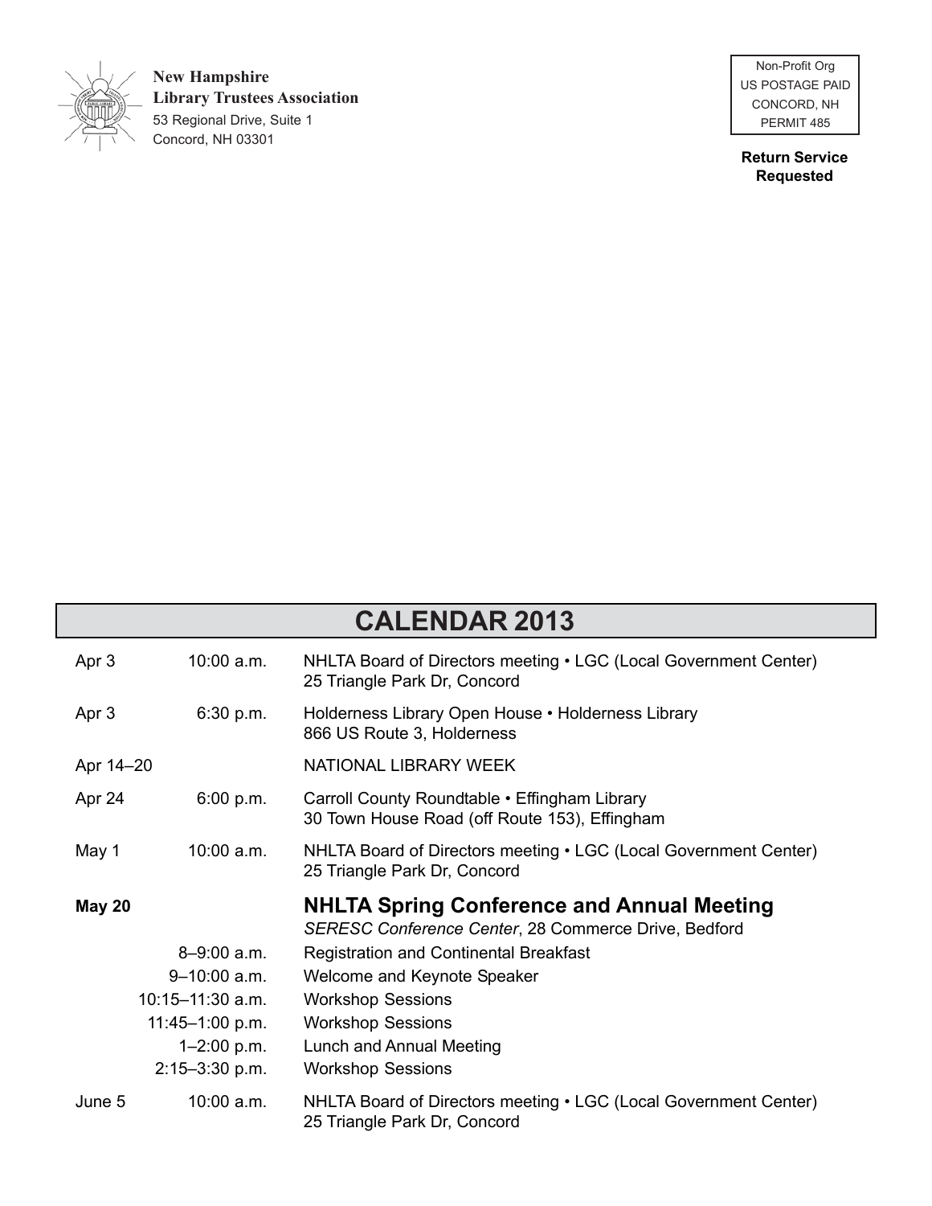**New Hampshire**
**Library Trustees Association**
53 Regional Drive, Suite 1
Concord, NH 03301

Non-Profit Org
US POSTAGE PAID
CONCORD, NH
PERMIT 485

**Return Service Requested**

## CALENDAR 2013

| | | |
|---|---|---|
| Apr 3 | 10:00 a.m. | NHLTA Board of Directors meeting • LGC (Local Government Center)<br>25 Triangle Park Dr, Concord |
| Apr 3 | 6:30 p.m. | Holderness Library Open House • Holderness Library<br>866 US Route 3, Holderness |
| Apr 14–20 | | NATIONAL LIBRARY WEEK |
| Apr 24 | 6:00 p.m. | Carroll County Roundtable • Effingham Library<br>30 Town House Road (off Route 153), Effingham |
| May 1 | 10:00 a.m. | NHLTA Board of Directors meeting • LGC (Local Government Center)<br>25 Triangle Park Dr, Concord |
| **May 20** | | **NHLTA Spring Conference and Annual Meeting**<br>*SERESC Conference Center*, 28 Commerce Drive, Bedford |
| | 8–9:00 a.m. | Registration and Continental Breakfast |
| | 9–10:00 a.m. | Welcome and Keynote Speaker |
| | 10:15–11:30 a.m. | Workshop Sessions |
| | 11:45–1:00 p.m. | Workshop Sessions |
| | 1–2:00 p.m. | Lunch and Annual Meeting |
| | 2:15–3:30 p.m. | Workshop Sessions |
| June 5 | 10:00 a.m. | NHLTA Board of Directors meeting • LGC (Local Government Center)<br>25 Triangle Park Dr, Concord |